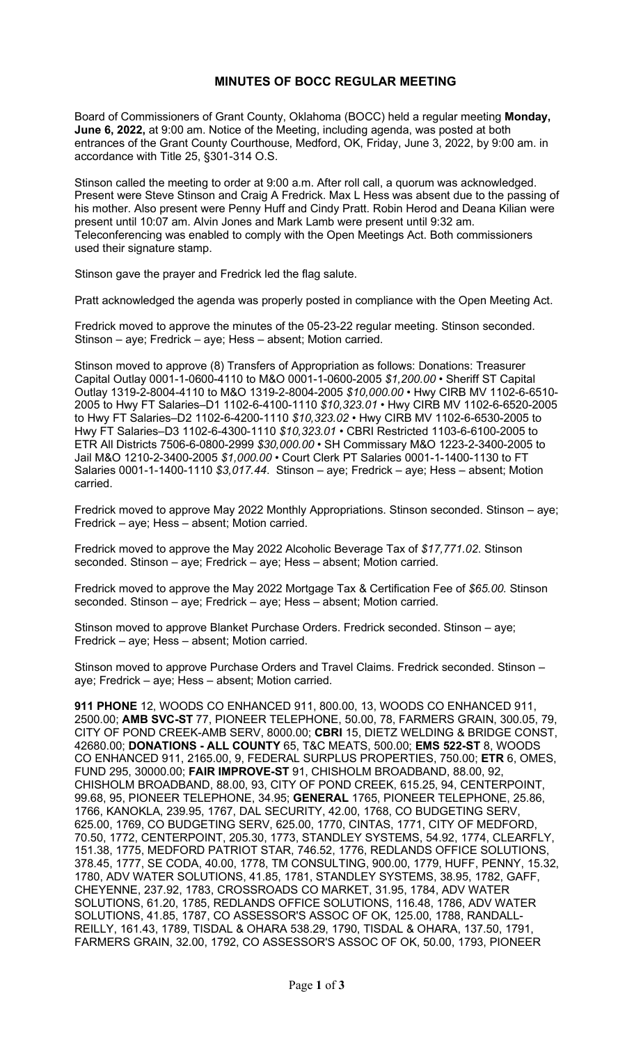# MINUTES OF BOCC REGULAR MEETING

Board of Commissioners of Grant County, Oklahoma (BOCC) held a regular meeting **Monday, June 6, 2022,** at 9:00 am. Notice of the Meeting, including agenda, was posted at both entrances of the Grant County Courthouse, Medford, OK, Friday, June 3, 2022, by 9:00 am. in accordance with Title 25, §301-314 O.S.

Stinson called the meeting to order at 9:00 a.m. After roll call, a quorum was acknowledged. Present were Steve Stinson and Craig A Fredrick. Max L Hess was absent due to the passing of his mother. Also present were Penny Huff and Cindy Pratt. Robin Herod and Deana Kilian were present until 10:07 am. Alvin Jones and Mark Lamb were present until 9:32 am. Teleconferencing was enabled to comply with the Open Meetings Act. Both commissioners used their signature stamp.

Stinson gave the prayer and Fredrick led the flag salute.

Pratt acknowledged the agenda was properly posted in compliance with the Open Meeting Act.

Fredrick moved to approve the minutes of the 05-23-22 regular meeting. Stinson seconded. Stinson – aye; Fredrick – aye; Hess – absent; Motion carried.

Stinson moved to approve (8) Transfers of Appropriation as follows: Donations: Treasurer Capital Outlay 0001-1-0600-4110 to M&O 0001-1-0600-2005 *$1,200.00* • Sheriff ST Capital Outlay 1319-2-8004-4110 to M&O 1319-2-8004-2005 *$10,000.00* • Hwy CIRB MV 1102-6-6510-2005 to Hwy FT Salaries–D1 1102-6-4100-1110 *$10,323.01* • Hwy CIRB MV 1102-6-6520-2005 to Hwy FT Salaries–D2 1102-6-4200-1110 *$10,323.02* • Hwy CIRB MV 1102-6-6530-2005 to Hwy FT Salaries–D3 1102-6-4300-1110 *$10,323.01* • CBRI Restricted 1103-6-6100-2005 to ETR All Districts 7506-6-0800-2999 *$30,000.00* • SH Commissary M&O 1223-2-3400-2005 to Jail M&O 1210-2-3400-2005 *$1,000.00* • Court Clerk PT Salaries 0001-1-1400-1130 to FT Salaries 0001-1-1400-1110 *$3,017.44*. Stinson – aye; Fredrick – aye; Hess – absent; Motion carried.

Fredrick moved to approve May 2022 Monthly Appropriations. Stinson seconded. Stinson – aye; Fredrick – aye; Hess – absent; Motion carried.

Fredrick moved to approve the May 2022 Alcoholic Beverage Tax of *$17,771.02*. Stinson seconded. Stinson – aye; Fredrick – aye; Hess – absent; Motion carried.

Fredrick moved to approve the May 2022 Mortgage Tax & Certification Fee of *$65.00.* Stinson seconded. Stinson – aye; Fredrick – aye; Hess – absent; Motion carried.

Stinson moved to approve Blanket Purchase Orders. Fredrick seconded. Stinson – aye; Fredrick – aye; Hess – absent; Motion carried.

Stinson moved to approve Purchase Orders and Travel Claims. Fredrick seconded. Stinson – aye; Fredrick – aye; Hess – absent; Motion carried.

**911 PHONE** 12, WOODS CO ENHANCED 911, 800.00, 13, WOODS CO ENHANCED 911, 2500.00; **AMB SVC-ST** 77, PIONEER TELEPHONE, 50.00, 78, FARMERS GRAIN, 300.05, 79, CITY OF POND CREEK-AMB SERV, 8000.00; **CBRI** 15, DIETZ WELDING & BRIDGE CONST, 42680.00; **DONATIONS - ALL COUNTY** 65, T&C MEATS, 500.00; **EMS 522-ST** 8, WOODS CO ENHANCED 911, 2165.00, 9, FEDERAL SURPLUS PROPERTIES, 750.00; **ETR** 6, OMES, FUND 295, 30000.00; **FAIR IMPROVE-ST** 91, CHISHOLM BROADBAND, 88.00, 92, CHISHOLM BROADBAND, 88.00, 93, CITY OF POND CREEK, 615.25, 94, CENTERPOINT, 99.68, 95, PIONEER TELEPHONE, 34.95; **GENERAL** 1765, PIONEER TELEPHONE, 25.86, 1766, KANOKLA, 239.95, 1767, DAL SECURITY, 42.00, 1768, CO BUDGETING SERV, 625.00, 1769, CO BUDGETING SERV, 625.00, 1770, CINTAS, 1771, CITY OF MEDFORD, 70.50, 1772, CENTERPOINT, 205.30, 1773, STANDLEY SYSTEMS, 54.92, 1774, CLEARFLY, 151.38, 1775, MEDFORD PATRIOT STAR, 746.52, 1776, REDLANDS OFFICE SOLUTIONS, 378.45, 1777, SE CODA, 40.00, 1778, TM CONSULTING, 900.00, 1779, HUFF, PENNY, 15.32, 1780, ADV WATER SOLUTIONS, 41.85, 1781, STANDLEY SYSTEMS, 38.95, 1782, GAFF, CHEYENNE, 237.92, 1783, CROSSROADS CO MARKET, 31.95, 1784, ADV WATER SOLUTIONS, 61.20, 1785, REDLANDS OFFICE SOLUTIONS, 116.48, 1786, ADV WATER SOLUTIONS, 41.85, 1787, CO ASSESSOR'S ASSOC OF OK, 125.00, 1788, RANDALL-REILLY, 161.43, 1789, TISDAL & OHARA 538.29, 1790, TISDAL & OHARA, 137.50, 1791, FARMERS GRAIN, 32.00, 1792, CO ASSESSOR'S ASSOC OF OK, 50.00, 1793, PIONEER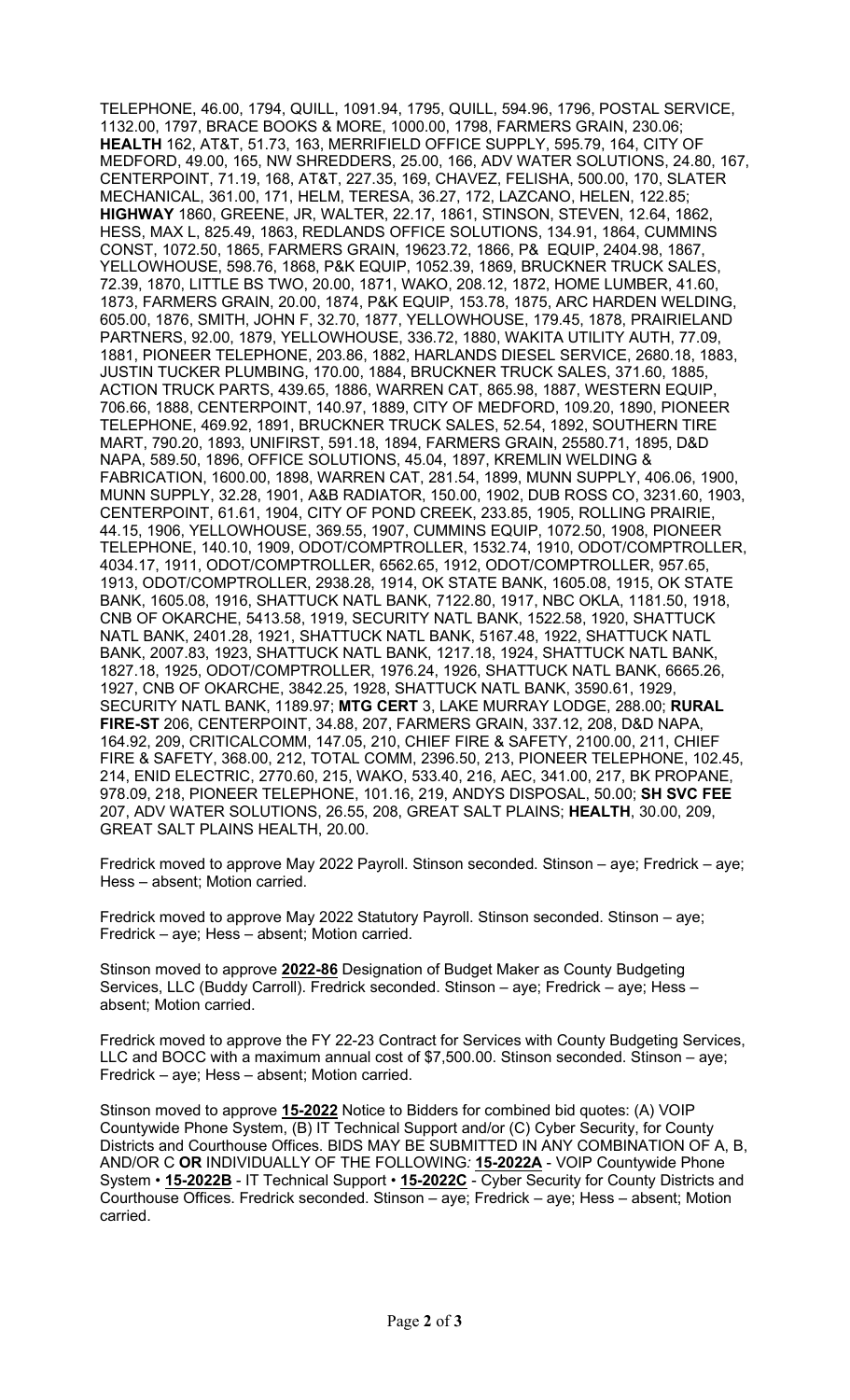TELEPHONE, 46.00, 1794, QUILL, 1091.94, 1795, QUILL, 594.96, 1796, POSTAL SERVICE, 1132.00, 1797, BRACE BOOKS & MORE, 1000.00, 1798, FARMERS GRAIN, 230.06; **HEALTH** 162, AT&T, 51.73, 163, MERRIFIELD OFFICE SUPPLY, 595.79, 164, CITY OF MEDFORD, 49.00, 165, NW SHREDDERS, 25.00, 166, ADV WATER SOLUTIONS, 24.80, 167, CENTERPOINT, 71.19, 168, AT&T, 227.35, 169, CHAVEZ, FELISHA, 500.00, 170, SLATER MECHANICAL, 361.00, 171, HELM, TERESA, 36.27, 172, LAZCANO, HELEN, 122.85; **HIGHWAY** 1860, GREENE, JR, WALTER, 22.17, 1861, STINSON, STEVEN, 12.64, 1862, HESS, MAX L, 825.49, 1863, REDLANDS OFFICE SOLUTIONS, 134.91, 1864, CUMMINS CONST, 1072.50, 1865, FARMERS GRAIN, 19623.72, 1866, P& EQUIP, 2404.98, 1867, YELLOWHOUSE, 598.76, 1868, P&K EQUIP, 1052.39, 1869, BRUCKNER TRUCK SALES, 72.39, 1870, LITTLE BS TWO, 20.00, 1871, WAKO, 208.12, 1872, HOME LUMBER, 41.60, 1873, FARMERS GRAIN, 20.00, 1874, P&K EQUIP, 153.78, 1875, ARC HARDEN WELDING, 605.00, 1876, SMITH, JOHN F, 32.70, 1877, YELLOWHOUSE, 179.45, 1878, PRAIRIELAND PARTNERS, 92.00, 1879, YELLOWHOUSE, 336.72, 1880, WAKITA UTILITY AUTH, 77.09, 1881, PIONEER TELEPHONE, 203.86, 1882, HARLANDS DIESEL SERVICE, 2680.18, 1883, JUSTIN TUCKER PLUMBING, 170.00, 1884, BRUCKNER TRUCK SALES, 371.60, 1885, ACTION TRUCK PARTS, 439.65, 1886, WARREN CAT, 865.98, 1887, WESTERN EQUIP, 706.66, 1888, CENTERPOINT, 140.97, 1889, CITY OF MEDFORD, 109.20, 1890, PIONEER TELEPHONE, 469.92, 1891, BRUCKNER TRUCK SALES, 52.54, 1892, SOUTHERN TIRE MART, 790.20, 1893, UNIFIRST, 591.18, 1894, FARMERS GRAIN, 25580.71, 1895, D&D NAPA, 589.50, 1896, OFFICE SOLUTIONS, 45.04, 1897, KREMLIN WELDING & FABRICATION, 1600.00, 1898, WARREN CAT, 281.54, 1899, MUNN SUPPLY, 406.06, 1900, MUNN SUPPLY, 32.28, 1901, A&B RADIATOR, 150.00, 1902, DUB ROSS CO, 3231.60, 1903, CENTERPOINT, 61.61, 1904, CITY OF POND CREEK, 233.85, 1905, ROLLING PRAIRIE, 44.15, 1906, YELLOWHOUSE, 369.55, 1907, CUMMINS EQUIP, 1072.50, 1908, PIONEER TELEPHONE, 140.10, 1909, ODOT/COMPTROLLER, 1532.74, 1910, ODOT/COMPTROLLER, 4034.17, 1911, ODOT/COMPTROLLER, 6562.65, 1912, ODOT/COMPTROLLER, 957.65, 1913, ODOT/COMPTROLLER, 2938.28, 1914, OK STATE BANK, 1605.08, 1915, OK STATE BANK, 1605.08, 1916, SHATTUCK NATL BANK, 7122.80, 1917, NBC OKLA, 1181.50, 1918, CNB OF OKARCHE, 5413.58, 1919, SECURITY NATL BANK, 1522.58, 1920, SHATTUCK NATL BANK, 2401.28, 1921, SHATTUCK NATL BANK, 5167.48, 1922, SHATTUCK NATL BANK, 2007.83, 1923, SHATTUCK NATL BANK, 1217.18, 1924, SHATTUCK NATL BANK, 1827.18, 1925, ODOT/COMPTROLLER, 1976.24, 1926, SHATTUCK NATL BANK, 6665.26, 1927, CNB OF OKARCHE, 3842.25, 1928, SHATTUCK NATL BANK, 3590.61, 1929, SECURITY NATL BANK, 1189.97; **MTG CERT** 3, LAKE MURRAY LODGE, 288.00; **RURAL FIRE-ST** 206, CENTERPOINT, 34.88, 207, FARMERS GRAIN, 337.12, 208, D&D NAPA, 164.92, 209, CRITICALCOMM, 147.05, 210, CHIEF FIRE & SAFETY, 2100.00, 211, CHIEF FIRE & SAFETY, 368.00, 212, TOTAL COMM, 2396.50, 213, PIONEER TELEPHONE, 102.45, 214, ENID ELECTRIC, 2770.60, 215, WAKO, 533.40, 216, AEC, 341.00, 217, BK PROPANE, 978.09, 218, PIONEER TELEPHONE, 101.16, 219, ANDYS DISPOSAL, 50.00; **SH SVC FEE** 207, ADV WATER SOLUTIONS, 26.55, 208, GREAT SALT PLAINS; **HEALTH**, 30.00, 209, GREAT SALT PLAINS HEALTH, 20.00.

Fredrick moved to approve May 2022 Payroll. Stinson seconded. Stinson – aye; Fredrick – aye; Hess – absent; Motion carried.

Fredrick moved to approve May 2022 Statutory Payroll. Stinson seconded. Stinson – aye; Fredrick – aye; Hess – absent; Motion carried.

Stinson moved to approve **2022-86** Designation of Budget Maker as County Budgeting Services, LLC (Buddy Carroll). Fredrick seconded. Stinson – aye; Fredrick – aye; Hess – absent; Motion carried.

Fredrick moved to approve the FY 22-23 Contract for Services with County Budgeting Services, LLC and BOCC with a maximum annual cost of $7,500.00. Stinson seconded. Stinson – aye; Fredrick – aye; Hess – absent; Motion carried.

Stinson moved to approve **15-2022** Notice to Bidders for combined bid quotes: (A) VOIP Countywide Phone System, (B) IT Technical Support and/or (C) Cyber Security, for County Districts and Courthouse Offices. BIDS MAY BE SUBMITTED IN ANY COMBINATION OF A, B, AND/OR C **OR** INDIVIDUALLY OF THE FOLLOWING*:* **15-2022A** - VOIP Countywide Phone System • **15-2022B** - IT Technical Support • **15-2022C** - Cyber Security for County Districts and Courthouse Offices. Fredrick seconded. Stinson – aye; Fredrick – aye; Hess – absent; Motion carried.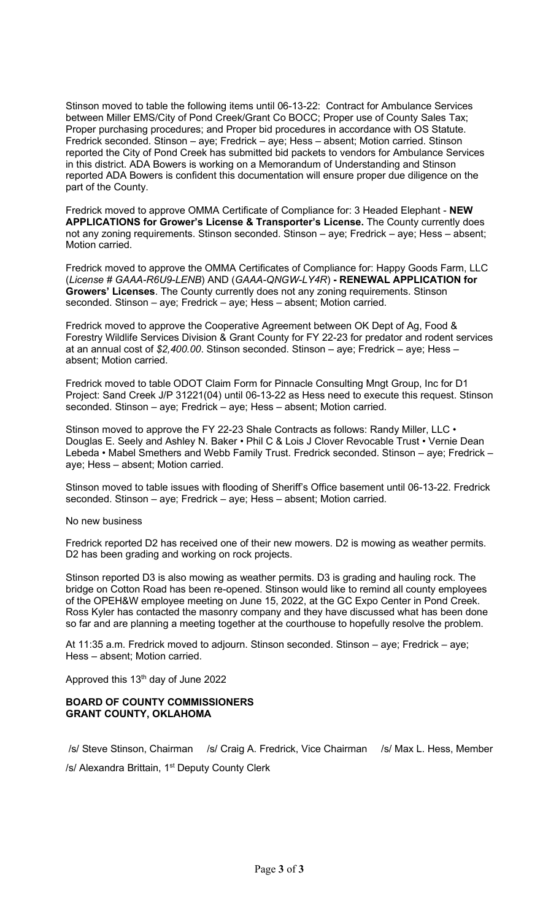Stinson moved to table the following items until 06-13-22: Contract for Ambulance Services between Miller EMS/City of Pond Creek/Grant Co BOCC; Proper use of County Sales Tax; Proper purchasing procedures; and Proper bid procedures in accordance with OS Statute. Fredrick seconded. Stinson – aye; Fredrick – aye; Hess – absent; Motion carried. Stinson reported the City of Pond Creek has submitted bid packets to vendors for Ambulance Services in this district. ADA Bowers is working on a Memorandum of Understanding and Stinson reported ADA Bowers is confident this documentation will ensure proper due diligence on the part of the County.

Fredrick moved to approve OMMA Certificate of Compliance for: 3 Headed Elephant - **NEW APPLICATIONS for Grower's License & Transporter's License.** The County currently does not any zoning requirements. Stinson seconded. Stinson – aye; Fredrick – aye; Hess – absent; Motion carried.

Fredrick moved to approve the OMMA Certificates of Compliance for: Happy Goods Farm, LLC (*License # GAAA-R6U9-LENB*) AND (*GAAA-QNGW-LY4R*) **- RENEWAL APPLICATION for Growers' Licenses**. The County currently does not any zoning requirements. Stinson seconded. Stinson – aye; Fredrick – aye; Hess – absent; Motion carried.

Fredrick moved to approve the Cooperative Agreement between OK Dept of Ag, Food & Forestry Wildlife Services Division & Grant County for FY 22-23 for predator and rodent services at an annual cost of *$2,400.00*. Stinson seconded. Stinson – aye; Fredrick – aye; Hess – absent; Motion carried.

Fredrick moved to table ODOT Claim Form for Pinnacle Consulting Mngt Group, Inc for D1 Project: Sand Creek J/P 31221(04) until 06-13-22 as Hess need to execute this request. Stinson seconded. Stinson – aye; Fredrick – aye; Hess – absent; Motion carried.

Stinson moved to approve the FY 22-23 Shale Contracts as follows: Randy Miller, LLC • Douglas E. Seely and Ashley N. Baker • Phil C & Lois J Clover Revocable Trust • Vernie Dean Lebeda • Mabel Smethers and Webb Family Trust. Fredrick seconded. Stinson – aye; Fredrick – aye; Hess – absent; Motion carried.

Stinson moved to table issues with flooding of Sheriff's Office basement until 06-13-22. Fredrick seconded. Stinson – aye; Fredrick – aye; Hess – absent; Motion carried.

No new business

Fredrick reported D2 has received one of their new mowers. D2 is mowing as weather permits. D2 has been grading and working on rock projects.

Stinson reported D3 is also mowing as weather permits. D3 is grading and hauling rock. The bridge on Cotton Road has been re-opened. Stinson would like to remind all county employees of the OPEH&W employee meeting on June 15, 2022, at the GC Expo Center in Pond Creek. Ross Kyler has contacted the masonry company and they have discussed what has been done so far and are planning a meeting together at the courthouse to hopefully resolve the problem.

At 11:35 a.m. Fredrick moved to adjourn. Stinson seconded. Stinson – aye; Fredrick – aye; Hess – absent; Motion carried.

Approved this 13th day of June 2022

**BOARD OF COUNTY COMMISSIONERS**
**GRANT COUNTY, OKLAHOMA**

/s/ Steve Stinson, Chairman /s/ Craig A. Fredrick, Vice Chairman /s/ Max L. Hess, Member

/s/ Alexandra Brittain, 1st Deputy County Clerk